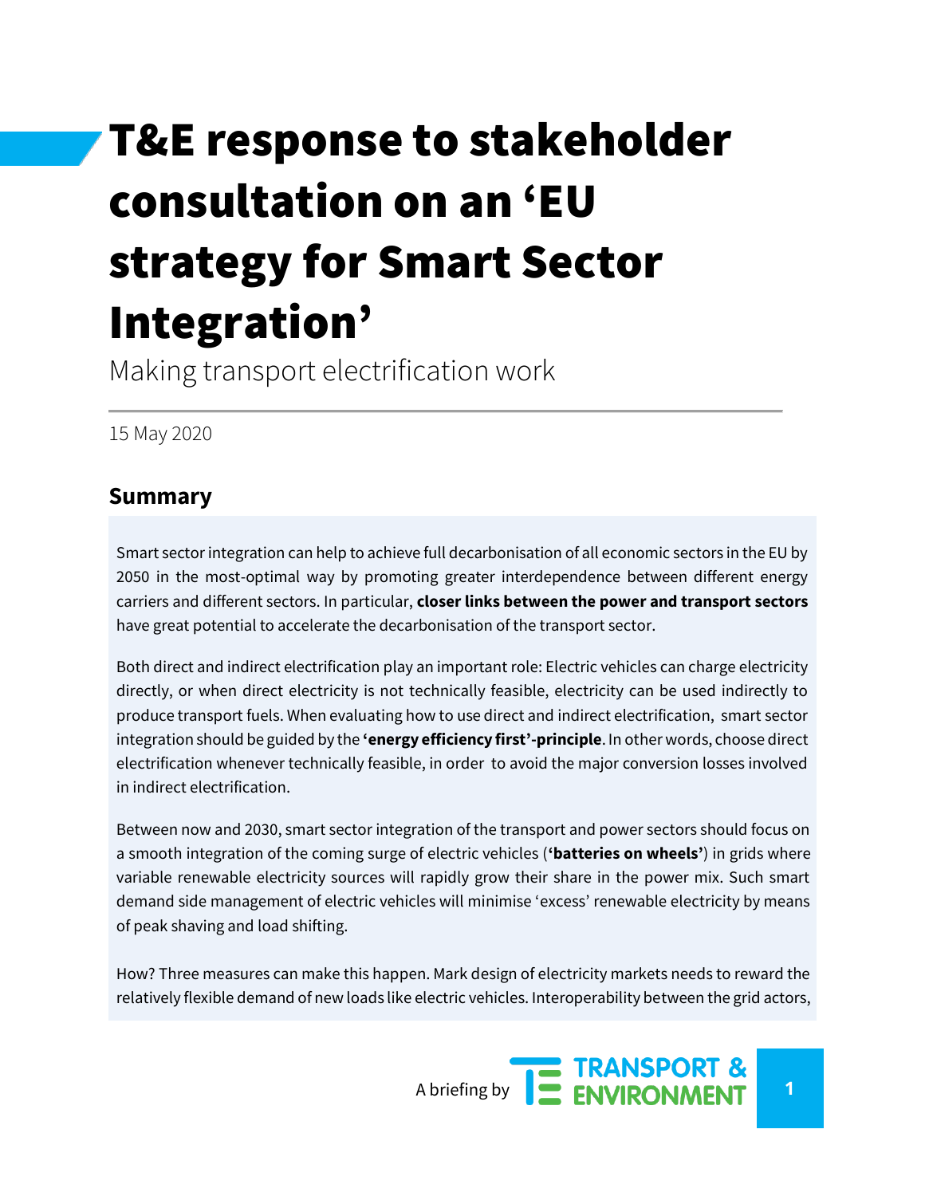# T&E response to stakeholder consultation on an 'EU strategy for Smart Sector Integration'

Making transport electrification work

15 May 2020

## Summary

Smart sector integration can help to achieve full decarbonisation of all economic sectors in the EU by 2050 in the most-optimal way by promoting greater interdependence between different energy carriers and different sectors. In particular, **closer links between the power and transport sectors** have great potential to accelerate the decarbonisation of the transport sector.

Both direct and indirect electrification play an important role: Electric vehicles can charge electricity directly, or when direct electricity is not technically feasible, electricity can be used indirectly to produce transport fuels. When evaluating how to use direct and indirect electrification, smart sector integration should be guided by the **'energy efficiency first'-principle**. In other words, choose direct electrification whenever technically feasible, in order to avoid the major conversion losses involved in indirect electrification.

Between now and 2030, smart sector integration of the transport and power sectors should focus on a smooth integration of the coming surge of electric vehicles (**'batteries on wheels'**) in grids where variable renewable electricity sources will rapidly grow their share in the power mix. Such smart demand side management of electric vehicles will minimise 'excess' renewable electricity by means of peak shaving and load shifting.

How? Three measures can make this happen. Mark design of electricity markets needs to reward the relatively flexible demand of new loads like electric vehicles. Interoperability between the grid actors,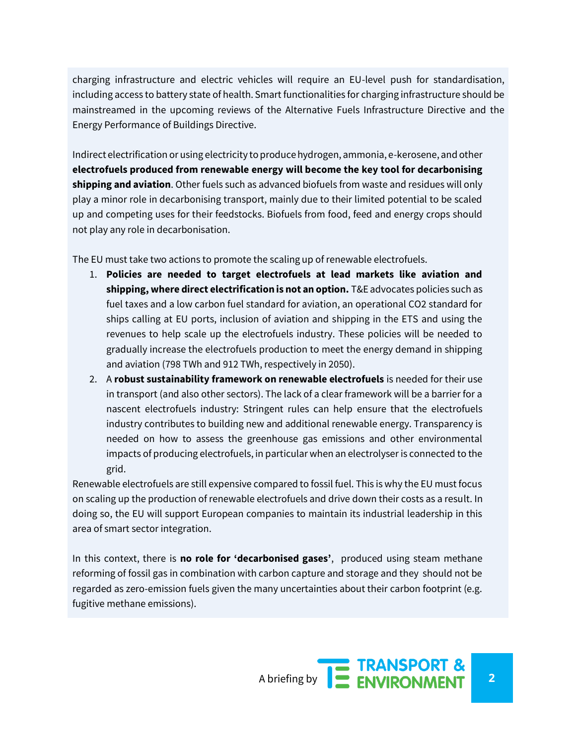charging infrastructure and electric vehicles will require an EU-level push for standardisation, including access to battery state of health. Smart functionalities for charging infrastructure should be mainstreamed in the upcoming reviews of the Alternative Fuels Infrastructure Directive and the Energy Performance of Buildings Directive.

Indirect electrification or using electricity to produce hydrogen, ammonia, e-kerosene, and other **electrofuels produced from renewable energy will become the key tool for decarbonising shipping and aviation**. Other fuels such as advanced biofuels from waste and residues will only play a minor role in decarbonising transport, mainly due to their limited potential to be scaled up and competing uses for their feedstocks. Biofuels from food, feed and energy crops should not play any role in decarbonisation.

The EU must take two actions to promote the scaling up of renewable electrofuels.

1. **Policies are needed to target electrofuels at lead markets like aviation and shipping, where direct electrification is not an option.** T&E advocates policies such as fuel taxes and a low carbon fuel standard for aviation, an operational $CO_2$ standard for ships calling at EU ports, inclusion of aviation and shipping in the ETS and using the revenues to help scale up the electrofuels industry. These policies will be needed to gradually increase the electrofuels production to meet the energy demand in shipping and aviation (798 TWh and 912 TWh, respectively in 2050).
2. A **robust sustainability framework on renewable electrofuels** is needed for their use in transport (and also other sectors). The lack of a clear framework will be a barrier for a nascent electrofuels industry: Stringent rules can help ensure that the electrofuels industry contributes to building new and additional renewable energy. Transparency is needed on how to assess the greenhouse gas emissions and other environmental impacts of producing electrofuels, in particular when an electrolyser is connected to the grid.

Renewable electrofuels are still expensive compared to fossil fuel. This is why the EU must focus on scaling up the production of renewable electrofuels and drive down their costs as a result. In doing so, the EU will support European companies to maintain its industrial leadership in this area of smart sector integration.

In this context, there is **no role for 'decarbonised gases'**, produced using steam methane reforming of fossil gas in combination with carbon capture and storage and they should not be regarded as zero-emission fuels given the many uncertainties about their carbon footprint (e.g. fugitive methane emissions).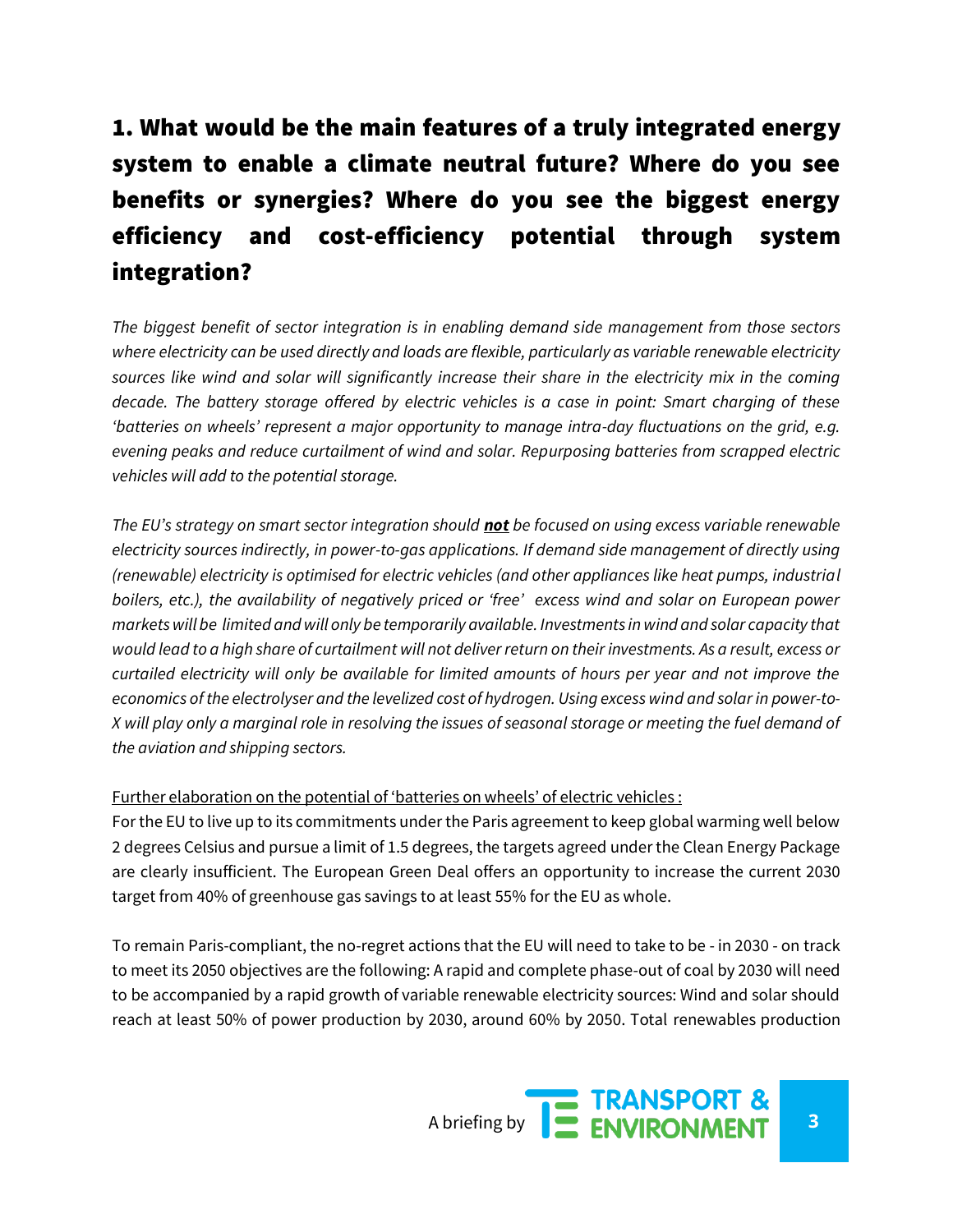## 1. What would be the main features of a truly integrated energy system to enable a climate neutral future? Where do you see benefits or synergies? Where do you see the biggest energy efficiency and cost-efficiency potential through system integration?

*The biggest benefit of sector integration is in enabling demand side management from those sectors where electricity can be used directly and loads are flexible, particularly as variable renewable electricity sources like wind and solar will significantly increase their share in the electricity mix in the coming decade. The battery storage offered by electric vehicles is a case in point: Smart charging of these 'batteries on wheels' represent a major opportunity to manage intra-day fluctuations on the grid, e.g. evening peaks and reduce curtailment of wind and solar. Repurposing batteries from scrapped electric vehicles will add to the potential storage.*

*The EU's strategy on smart sector integration should **not** be focused on using excess variable renewable electricity sources indirectly, in power-to-gas applications. If demand side management of directly using (renewable) electricity is optimised for electric vehicles (and other appliances like heat pumps, industrial boilers, etc.), the availability of negatively priced or 'free' excess wind and solar on European power markets will be limited and will only be temporarily available. Investments in wind and solar capacity that would lead to a high share of curtailment will not deliver return on their investments. As a result, excess or curtailed electricity will only be available for limited amounts of hours per year and not improve the economics of the electrolyser and the levelized cost of hydrogen. Using excess wind and solar in power-to-X will play only a marginal role in resolving the issues of seasonal storage or meeting the fuel demand of the aviation and shipping sectors.*

Further elaboration on the potential of 'batteries on wheels' of electric vehicles :

For the EU to live up to its commitments under the Paris agreement to keep global warming well below 2 degrees Celsius and pursue a limit of 1.5 degrees, the targets agreed under the Clean Energy Package are clearly insufficient. The European Green Deal offers an opportunity to increase the current 2030 target from 40% of greenhouse gas savings to at least 55% for the EU as whole.

To remain Paris-compliant, the no-regret actions that the EU will need to take to be - in 2030 - on track to meet its 2050 objectives are the following: A rapid and complete phase-out of coal by 2030 will need to be accompanied by a rapid growth of variable renewable electricity sources: Wind and solar should reach at least 50% of power production by 2030, around 60% by 2050. Total renewables production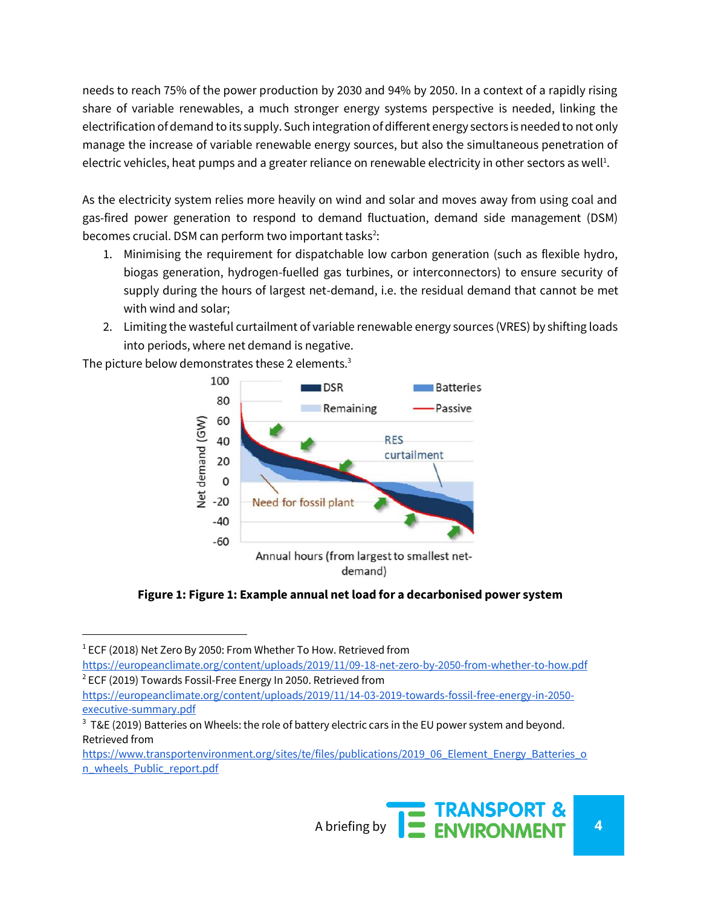needs to reach 75% of the power production by 2030 and 94% by 2050. In a context of a rapidly rising share of variable renewables, a much stronger energy systems perspective is needed, linking the electrification of demand to its supply. Such integration of different energy sectors is needed to not only manage the increase of variable renewable energy sources, but also the simultaneous penetration of electric vehicles, heat pumps and a greater reliance on renewable electricity in other sectors as well[1].

As the electricity system relies more heavily on wind and solar and moves away from using coal and gas-fired power generation to respond to demand fluctuation, demand side management (DSM) becomes crucial. DSM can perform two important tasks[2]:

1. Minimising the requirement for dispatchable low carbon generation (such as flexible hydro, biogas generation, hydrogen-fuelled gas turbines, or interconnectors) to ensure security of supply during the hours of largest net-demand, i.e. the residual demand that cannot be met with wind and solar;
2. Limiting the wasteful curtailment of variable renewable energy sources (VRES) by shifting loads into periods, where net demand is negative.

The picture below demonstrates these 2 elements.[3]

**Figure 1: Figure 1: Example annual net load for a decarbonised power system**

---

[1] ECF (2018) Net Zero By 2050: From Whether To How. Retrieved from https://europeanclimate.org/content/uploads/2019/11/09-18-net-zero-by-2050-from-whether-to-how.pdf

[2] ECF (2019) Towards Fossil-Free Energy In 2050. Retrieved from https://europeanclimate.org/content/uploads/2019/11/14-03-2019-towards-fossil-free-energy-in-2050-executive-summary.pdf

[3] T&E (2019) Batteries on Wheels: the role of battery electric cars in the EU power system and beyond. Retrieved from https://www.transportenvironment.org/sites/te/files/publications/2019_06_Element_Energy_Batteries_on_wheels_Public_report.pdf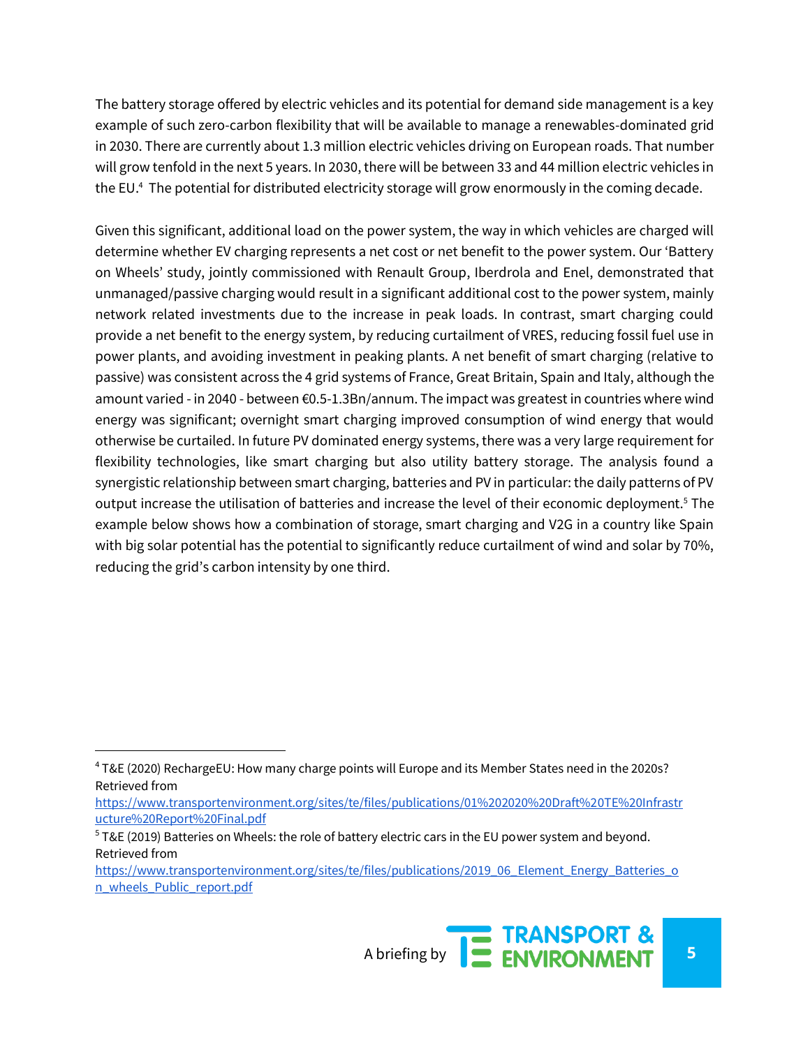The battery storage offered by electric vehicles and its potential for demand side management is a key example of such zero-carbon flexibility that will be available to manage a renewables-dominated grid in 2030. There are currently about 1.3 million electric vehicles driving on European roads. That number will grow tenfold in the next 5 years. In 2030, there will be between 33 and 44 million electric vehicles in the EU.[4] The potential for distributed electricity storage will grow enormously in the coming decade.

Given this significant, additional load on the power system, the way in which vehicles are charged will determine whether EV charging represents a net cost or net benefit to the power system. Our 'Battery on Wheels' study, jointly commissioned with Renault Group, Iberdrola and Enel, demonstrated that unmanaged/passive charging would result in a significant additional cost to the power system, mainly network related investments due to the increase in peak loads. In contrast, smart charging could provide a net benefit to the energy system, by reducing curtailment of VRES, reducing fossil fuel use in power plants, and avoiding investment in peaking plants. A net benefit of smart charging (relative to passive) was consistent across the 4 grid systems of France, Great Britain, Spain and Italy, although the amount varied - in 2040 - between €0.5-1.3Bn/annum. The impact was greatest in countries where wind energy was significant; overnight smart charging improved consumption of wind energy that would otherwise be curtailed. In future PV dominated energy systems, there was a very large requirement for flexibility technologies, like smart charging but also utility battery storage. The analysis found a synergistic relationship between smart charging, batteries and PV in particular: the daily patterns of PV output increase the utilisation of batteries and increase the level of their economic deployment.[5] The example below shows how a combination of storage, smart charging and V2G in a country like Spain with big solar potential has the potential to significantly reduce curtailment of wind and solar by 70%, reducing the grid's carbon intensity by one third.

---

[4] T&E (2020) RechargeEU: How many charge points will Europe and its Member States need in the 2020s? Retrieved from https://www.transportenvironment.org/sites/te/files/publications/01%202020%20Draft%20TE%20Infrastructure%20Report%20Final.pdf

[5] T&E (2019) Batteries on Wheels: the role of battery electric cars in the EU power system and beyond. Retrieved from https://www.transportenvironment.org/sites/te/files/publications/2019_06_Element_Energy_Batteries_on_wheels_Public_report.pdf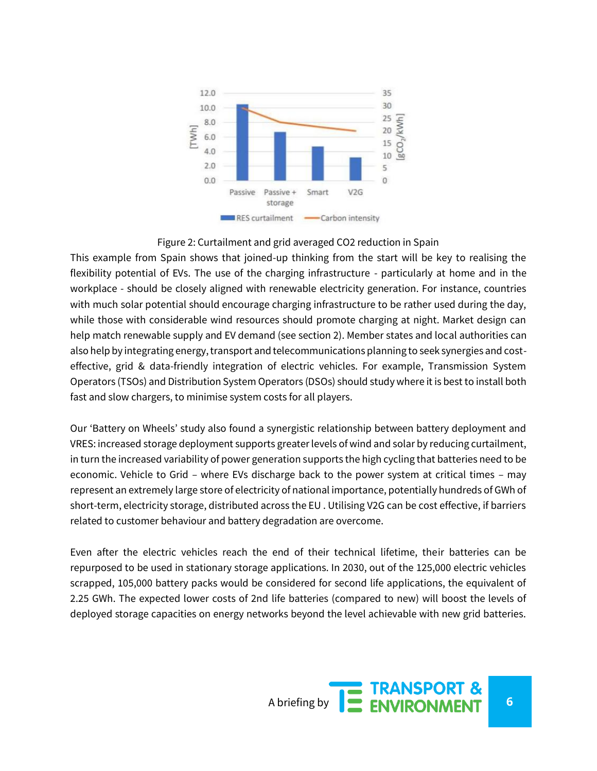Figure 2: Curtailment and grid averaged CO2 reduction in Spain

This example from Spain shows that joined-up thinking from the start will be key to realising the flexibility potential of EVs. The use of the charging infrastructure - particularly at home and in the workplace - should be closely aligned with renewable electricity generation. For instance, countries with much solar potential should encourage charging infrastructure to be rather used during the day, while those with considerable wind resources should promote charging at night. Market design can help match renewable supply and EV demand (see section 2). Member states and local authorities can also help by integrating energy, transport and telecommunications planning to seek synergies and cost-effective, grid & data-friendly integration of electric vehicles. For example, Transmission System Operators (TSOs) and Distribution System Operators (DSOs) should study where it is best to install both fast and slow chargers, to minimise system costs for all players.

Our 'Battery on Wheels' study also found a synergistic relationship between battery deployment and VRES: increased storage deployment supports greater levels of wind and solar by reducing curtailment, in turn the increased variability of power generation supports the high cycling that batteries need to be economic. Vehicle to Grid – where EVs discharge back to the power system at critical times – may represent an extremely large store of electricity of national importance, potentially hundreds of GWh of short-term, electricity storage, distributed across the EU . Utilising V2G can be cost effective, if barriers related to customer behaviour and battery degradation are overcome.

Even after the electric vehicles reach the end of their technical lifetime, their batteries can be repurposed to be used in stationary storage applications. In 2030, out of the 125,000 electric vehicles scrapped, 105,000 battery packs would be considered for second life applications, the equivalent of 2.25 GWh. The expected lower costs of 2nd life batteries (compared to new) will boost the levels of deployed storage capacities on energy networks beyond the level achievable with new grid batteries.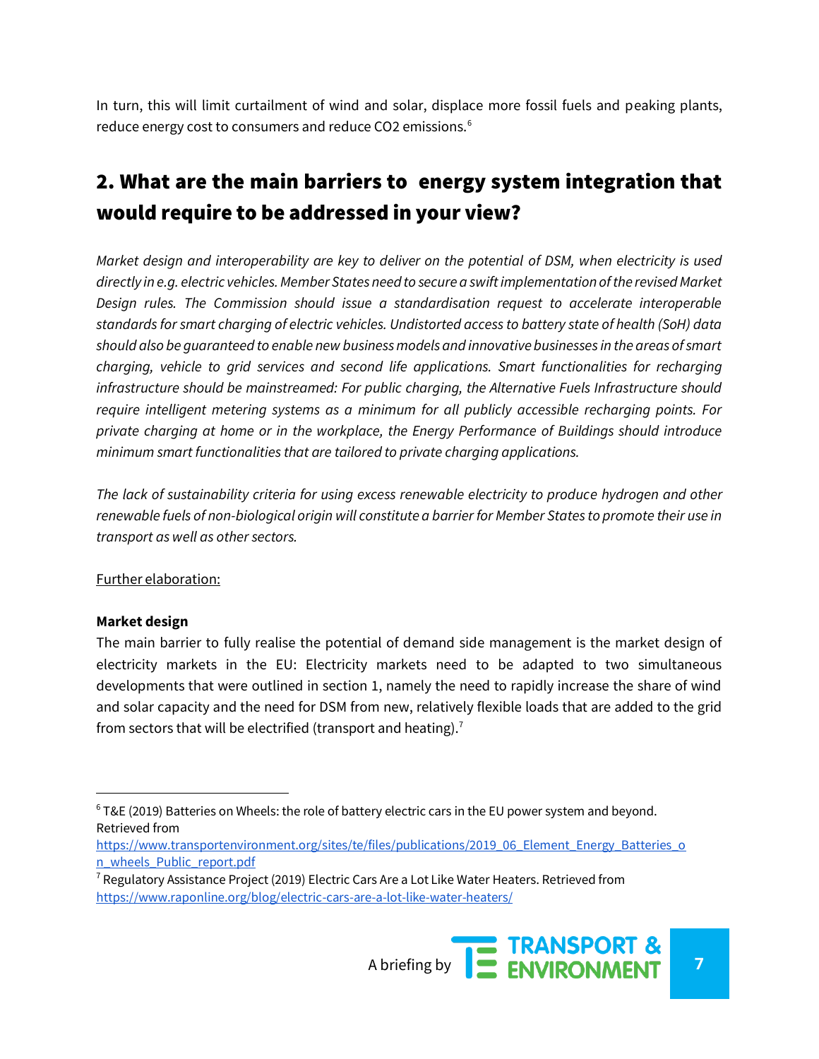In turn, this will limit curtailment of wind and solar, displace more fossil fuels and peaking plants, reduce energy cost to consumers and reduce CO2 emissions.[6]

## 2. What are the main barriers to energy system integration that would require to be addressed in your view?

*Market design and interoperability are key to deliver on the potential of DSM, when electricity is used directly in e.g. electric vehicles. Member States need to secure a swift implementation of the revised Market Design rules. The Commission should issue a standardisation request to accelerate interoperable standards for smart charging of electric vehicles. Undistorted access to battery state of health (SoH) data should also be guaranteed to enable new business models and innovative businesses in the areas of smart charging, vehicle to grid services and second life applications. Smart functionalities for recharging infrastructure should be mainstreamed: For public charging, the Alternative Fuels Infrastructure should require intelligent metering systems as a minimum for all publicly accessible recharging points. For private charging at home or in the workplace, the Energy Performance of Buildings should introduce minimum smart functionalities that are tailored to private charging applications.*

*The lack of sustainability criteria for using excess renewable electricity to produce hydrogen and other renewable fuels of non-biological origin will constitute a barrier for Member States to promote their use in transport as well as other sectors.*

Further elaboration:

**Market design**

The main barrier to fully realise the potential of demand side management is the market design of electricity markets in the EU: Electricity markets need to be adapted to two simultaneous developments that were outlined in section 1, namely the need to rapidly increase the share of wind and solar capacity and the need for DSM from new, relatively flexible loads that are added to the grid from sectors that will be electrified (transport and heating).[7]

---

[6] T&E (2019) Batteries on Wheels: the role of battery electric cars in the EU power system and beyond. Retrieved from https://www.transportenvironment.org/sites/te/files/publications/2019_06_Element_Energy_Batteries_on_wheels_Public_report.pdf

[7] Regulatory Assistance Project (2019) Electric Cars Are a Lot Like Water Heaters. Retrieved from https://www.raponline.org/blog/electric-cars-are-a-lot-like-water-heaters/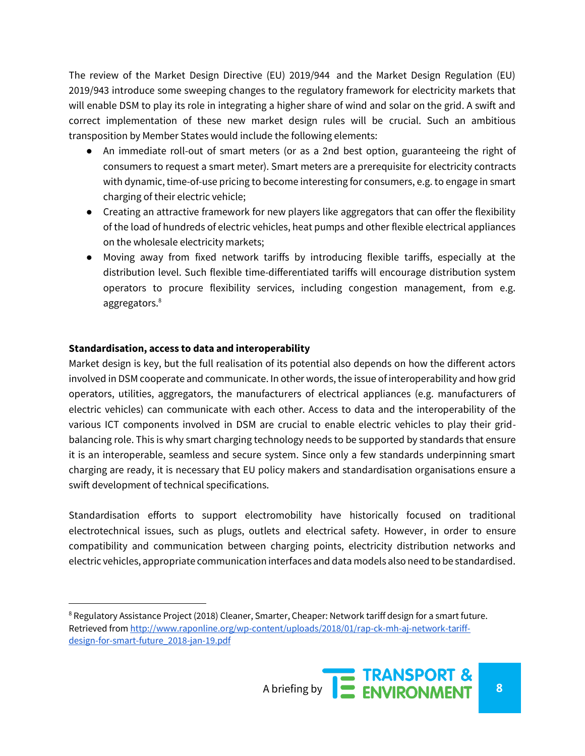The review of the Market Design Directive (EU) 2019/944 and the Market Design Regulation (EU) 2019/943 introduce some sweeping changes to the regulatory framework for electricity markets that will enable DSM to play its role in integrating a higher share of wind and solar on the grid. A swift and correct implementation of these new market design rules will be crucial. Such an ambitious transposition by Member States would include the following elements:

- An immediate roll-out of smart meters (or as a 2nd best option, guaranteeing the right of consumers to request a smart meter). Smart meters are a prerequisite for electricity contracts with dynamic, time-of-use pricing to become interesting for consumers, e.g. to engage in smart charging of their electric vehicle;
- Creating an attractive framework for new players like aggregators that can offer the flexibility of the load of hundreds of electric vehicles, heat pumps and other flexible electrical appliances on the wholesale electricity markets;
- Moving away from fixed network tariffs by introducing flexible tariffs, especially at the distribution level. Such flexible time-differentiated tariffs will encourage distribution system operators to procure flexibility services, including congestion management, from e.g. aggregators.[8]

**Standardisation, access to data and interoperability**

Market design is key, but the full realisation of its potential also depends on how the different actors involved in DSM cooperate and communicate. In other words, the issue of interoperability and how grid operators, utilities, aggregators, the manufacturers of electrical appliances (e.g. manufacturers of electric vehicles) can communicate with each other. Access to data and the interoperability of the various ICT components involved in DSM are crucial to enable electric vehicles to play their grid-balancing role. This is why smart charging technology needs to be supported by standards that ensure it is an interoperable, seamless and secure system. Since only a few standards underpinning smart charging are ready, it is necessary that EU policy makers and standardisation organisations ensure a swift development of technical specifications.

Standardisation efforts to support electromobility have historically focused on traditional electrotechnical issues, such as plugs, outlets and electrical safety. However, in order to ensure compatibility and communication between charging points, electricity distribution networks and electric vehicles, appropriate communication interfaces and data models also need to be standardised.

---

[8] Regulatory Assistance Project (2018) Cleaner, Smarter, Cheaper: Network tariff design for a smart future. Retrieved from http://www.raponline.org/wp-content/uploads/2018/01/rap-ck-mh-aj-network-tariff-design-for-smart-future_2018-jan-19.pdf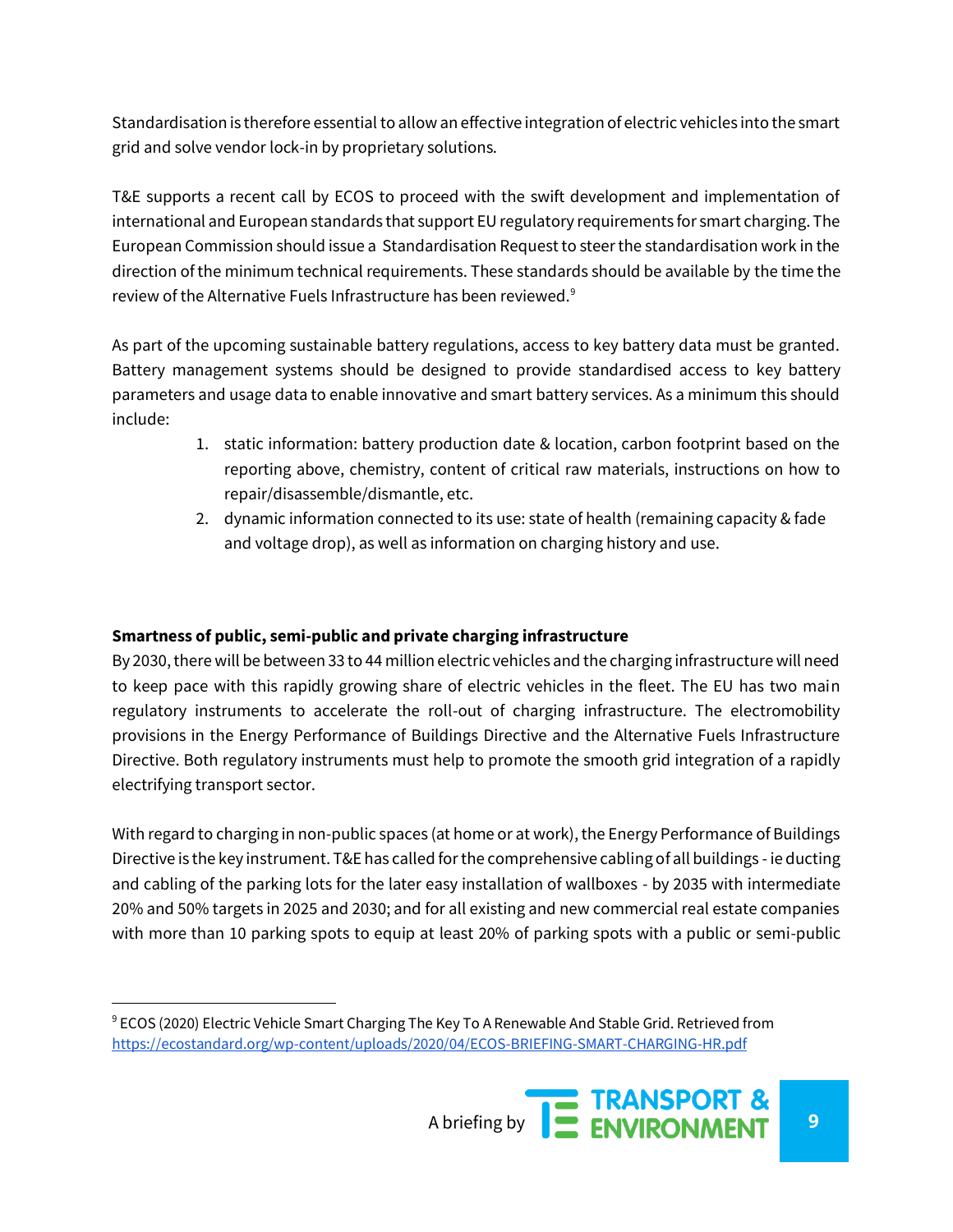Standardisation is therefore essential to allow an effective integration of electric vehicles into the smart grid and solve vendor lock-in by proprietary solutions.

T&E supports a recent call by ECOS to proceed with the swift development and implementation of international and European standards that support EU regulatory requirements for smart charging. The European Commission should issue a Standardisation Request to steer the standardisation work in the direction of the minimum technical requirements. These standards should be available by the time the review of the Alternative Fuels Infrastructure has been reviewed.[9]

As part of the upcoming sustainable battery regulations, access to key battery data must be granted. Battery management systems should be designed to provide standardised access to key battery parameters and usage data to enable innovative and smart battery services. As a minimum this should include:

1. static information: battery production date & location, carbon footprint based on the reporting above, chemistry, content of critical raw materials, instructions on how to repair/disassemble/dismantle, etc.
2. dynamic information connected to its use: state of health (remaining capacity & fade and voltage drop), as well as information on charging history and use.

**Smartness of public, semi-public and private charging infrastructure**

By 2030, there will be between 33 to 44 million electric vehicles and the charging infrastructure will need to keep pace with this rapidly growing share of electric vehicles in the fleet. The EU has two main regulatory instruments to accelerate the roll-out of charging infrastructure. The electromobility provisions in the Energy Performance of Buildings Directive and the Alternative Fuels Infrastructure Directive. Both regulatory instruments must help to promote the smooth grid integration of a rapidly electrifying transport sector.

With regard to charging in non-public spaces (at home or at work), the Energy Performance of Buildings Directive is the key instrument. T&E has called for the comprehensive cabling of all buildings - ie ducting and cabling of the parking lots for the later easy installation of wallboxes - by 2035 with intermediate 20% and 50% targets in 2025 and 2030; and for all existing and new commercial real estate companies with more than 10 parking spots to equip at least 20% of parking spots with a public or semi-public

[9] ECOS (2020) Electric Vehicle Smart Charging The Key To A Renewable And Stable Grid. Retrieved from https://ecostandard.org/wp-content/uploads/2020/04/ECOS-BRIEFING-SMART-CHARGING-HR.pdf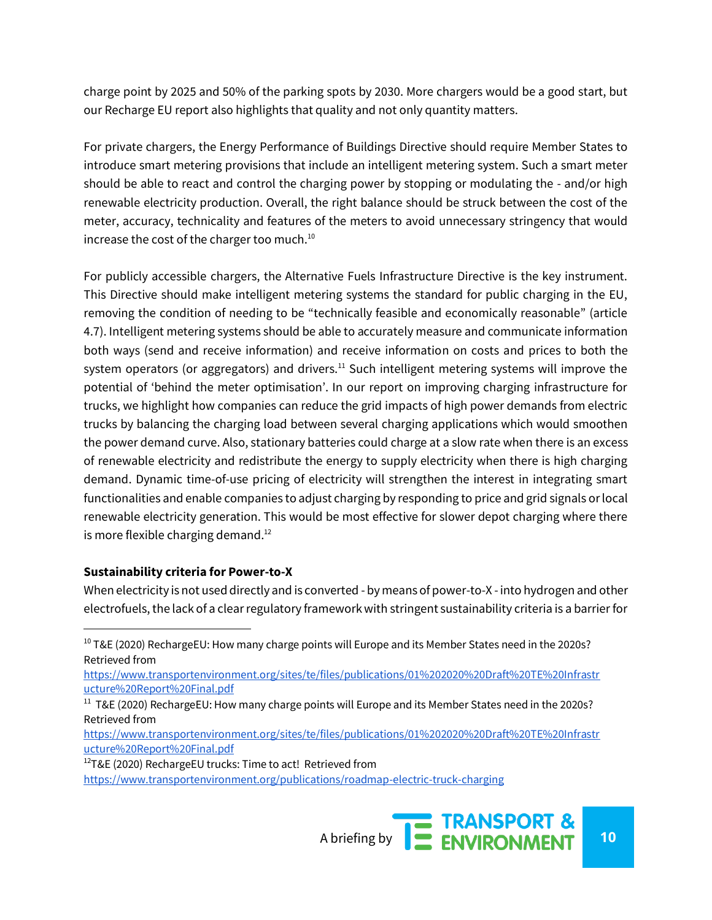charge point by 2025 and 50% of the parking spots by 2030. More chargers would be a good start, but our Recharge EU report also highlights that quality and not only quantity matters.

For private chargers, the Energy Performance of Buildings Directive should require Member States to introduce smart metering provisions that include an intelligent metering system. Such a smart meter should be able to react and control the charging power by stopping or modulating the - and/or high renewable electricity production. Overall, the right balance should be struck between the cost of the meter, accuracy, technicality and features of the meters to avoid unnecessary stringency that would increase the cost of the charger too much.[10]

For publicly accessible chargers, the Alternative Fuels Infrastructure Directive is the key instrument. This Directive should make intelligent metering systems the standard for public charging in the EU, removing the condition of needing to be "technically feasible and economically reasonable" (article 4.7). Intelligent metering systems should be able to accurately measure and communicate information both ways (send and receive information) and receive information on costs and prices to both the system operators (or aggregators) and drivers.[11] Such intelligent metering systems will improve the potential of 'behind the meter optimisation'. In our report on improving charging infrastructure for trucks, we highlight how companies can reduce the grid impacts of high power demands from electric trucks by balancing the charging load between several charging applications which would smoothen the power demand curve. Also, stationary batteries could charge at a slow rate when there is an excess of renewable electricity and redistribute the energy to supply electricity when there is high charging demand. Dynamic time-of-use pricing of electricity will strengthen the interest in integrating smart functionalities and enable companies to adjust charging by responding to price and grid signals or local renewable electricity generation. This would be most effective for slower depot charging where there is more flexible charging demand.[12]

**Sustainability criteria for Power-to-X**

When electricity is not used directly and is converted - by means of power-to-X - into hydrogen and other electrofuels, the lack of a clear regulatory framework with stringent sustainability criteria is a barrier for

---

[10] T&E (2020) RechargeEU: How many charge points will Europe and its Member States need in the 2020s? Retrieved from https://www.transportenvironment.org/sites/te/files/publications/01%202020%20Draft%20TE%20Infrastructure%20Report%20Final.pdf

[11] T&E (2020) RechargeEU: How many charge points will Europe and its Member States need in the 2020s? Retrieved from https://www.transportenvironment.org/sites/te/files/publications/01%202020%20Draft%20TE%20Infrastructure%20Report%20Final.pdf

[12] T&E (2020) RechargeEU trucks: Time to act! Retrieved from https://www.transportenvironment.org/publications/roadmap-electric-truck-charging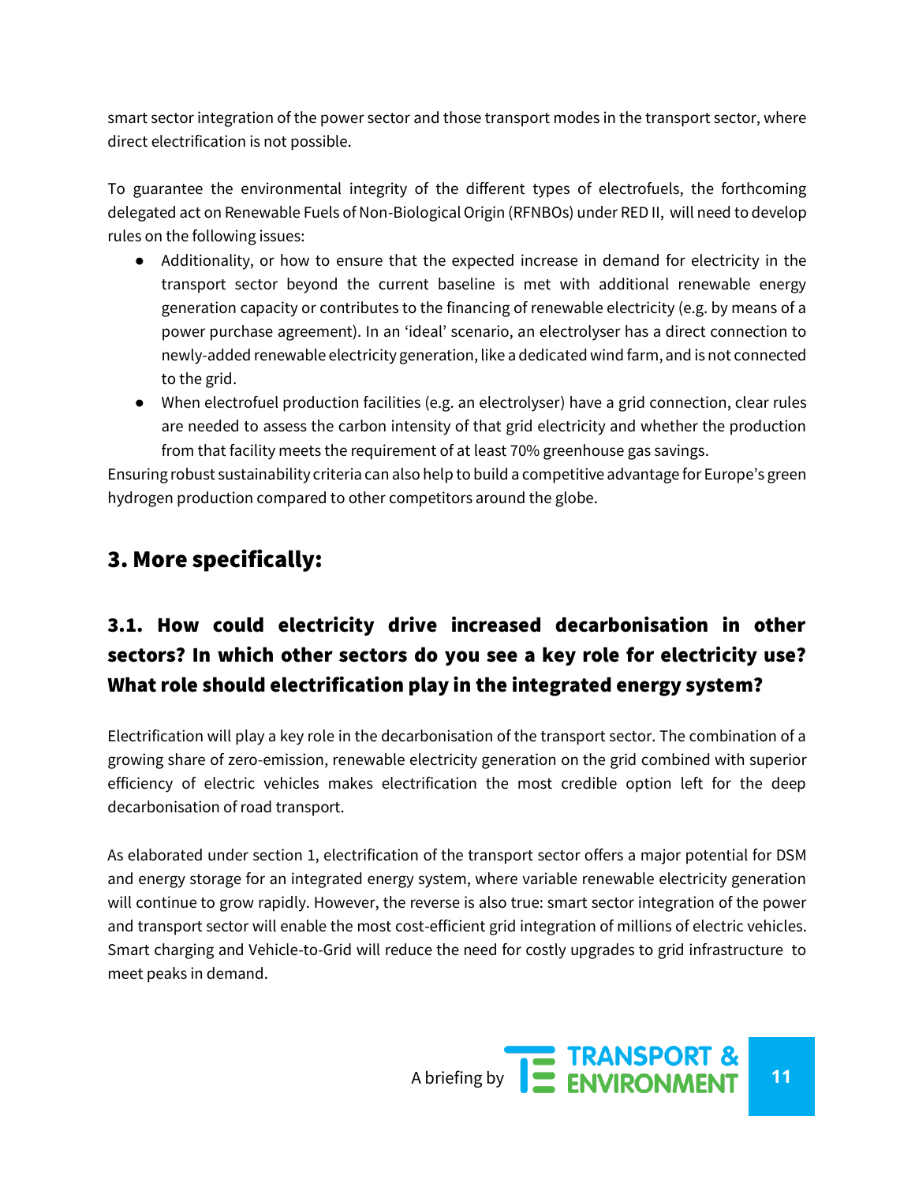smart sector integration of the power sector and those transport modes in the transport sector, where direct electrification is not possible.

To guarantee the environmental integrity of the different types of electrofuels, the forthcoming delegated act on Renewable Fuels of Non-Biological Origin (RFNBOs) under RED II, will need to develop rules on the following issues:

- Additionality, or how to ensure that the expected increase in demand for electricity in the transport sector beyond the current baseline is met with additional renewable energy generation capacity or contributes to the financing of renewable electricity (e.g. by means of a power purchase agreement). In an 'ideal' scenario, an electrolyser has a direct connection to newly-added renewable electricity generation, like a dedicated wind farm, and is not connected to the grid.
- When electrofuel production facilities (e.g. an electrolyser) have a grid connection, clear rules are needed to assess the carbon intensity of that grid electricity and whether the production from that facility meets the requirement of at least 70% greenhouse gas savings.

Ensuring robust sustainability criteria can also help to build a competitive advantage for Europe's green hydrogen production compared to other competitors around the globe.

## 3. More specifically:

### 3.1. How could electricity drive increased decarbonisation in other sectors? In which other sectors do you see a key role for electricity use? What role should electrification play in the integrated energy system?

Electrification will play a key role in the decarbonisation of the transport sector. The combination of a growing share of zero-emission, renewable electricity generation on the grid combined with superior efficiency of electric vehicles makes electrification the most credible option left for the deep decarbonisation of road transport.

As elaborated under section 1, electrification of the transport sector offers a major potential for DSM and energy storage for an integrated energy system, where variable renewable electricity generation will continue to grow rapidly. However, the reverse is also true: smart sector integration of the power and transport sector will enable the most cost-efficient grid integration of millions of electric vehicles. Smart charging and Vehicle-to-Grid will reduce the need for costly upgrades to grid infrastructure to meet peaks in demand.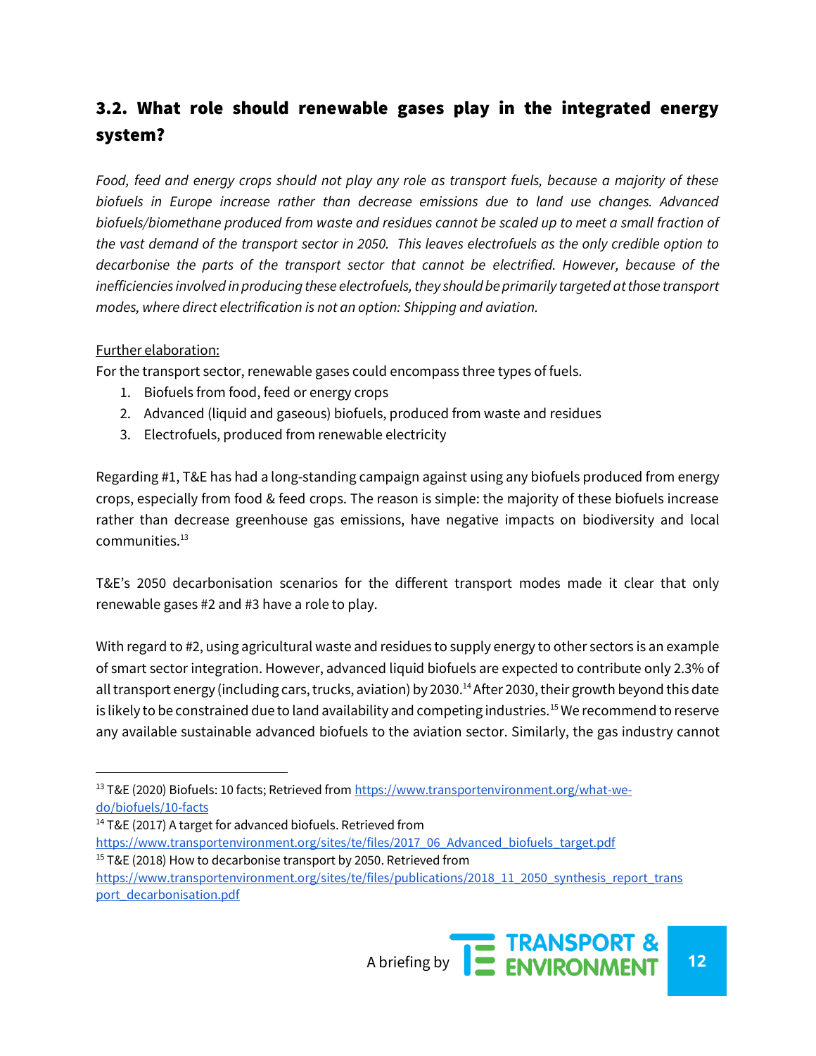## 3.2. What role should renewable gases play in the integrated energy system?

*Food, feed and energy crops should not play any role as transport fuels, because a majority of these biofuels in Europe increase rather than decrease emissions due to land use changes. Advanced biofuels/biomethane produced from waste and residues cannot be scaled up to meet a small fraction of the vast demand of the transport sector in 2050. This leaves electrofuels as the only credible option to decarbonise the parts of the transport sector that cannot be electrified. However, because of the inefficiencies involved in producing these electrofuels, they should be primarily targeted at those transport modes, where direct electrification is not an option: Shipping and aviation.*

<u>Further elaboration:</u>

For the transport sector, renewable gases could encompass three types of fuels.

1. Biofuels from food, feed or energy crops
2. Advanced (liquid and gaseous) biofuels, produced from waste and residues
3. Electrofuels, produced from renewable electricity

Regarding #1, T&E has had a long-standing campaign against using any biofuels produced from energy crops, especially from food & feed crops. The reason is simple: the majority of these biofuels increase rather than decrease greenhouse gas emissions, have negative impacts on biodiversity and local communities.[13]

T&E's 2050 decarbonisation scenarios for the different transport modes made it clear that only renewable gases #2 and #3 have a role to play.

With regard to #2, using agricultural waste and residues to supply energy to other sectors is an example of smart sector integration. However, advanced liquid biofuels are expected to contribute only 2.3% of all transport energy (including cars, trucks, aviation) by 2030.[14] After 2030, their growth beyond this date is likely to be constrained due to land availability and competing industries.[15] We recommend to reserve any available sustainable advanced biofuels to the aviation sector. Similarly, the gas industry cannot

---

[13] T&E (2020) Biofuels: 10 facts; Retrieved from https://www.transportenvironment.org/what-we-do/biofuels/10-facts

[14] T&E (2017) A target for advanced biofuels. Retrieved from https://www.transportenvironment.org/sites/te/files/2017_06_Advanced_biofuels_target.pdf

[15] T&E (2018) How to decarbonise transport by 2050. Retrieved from https://www.transportenvironment.org/sites/te/files/publications/2018_11_2050_synthesis_report_transport_decarbonisation.pdf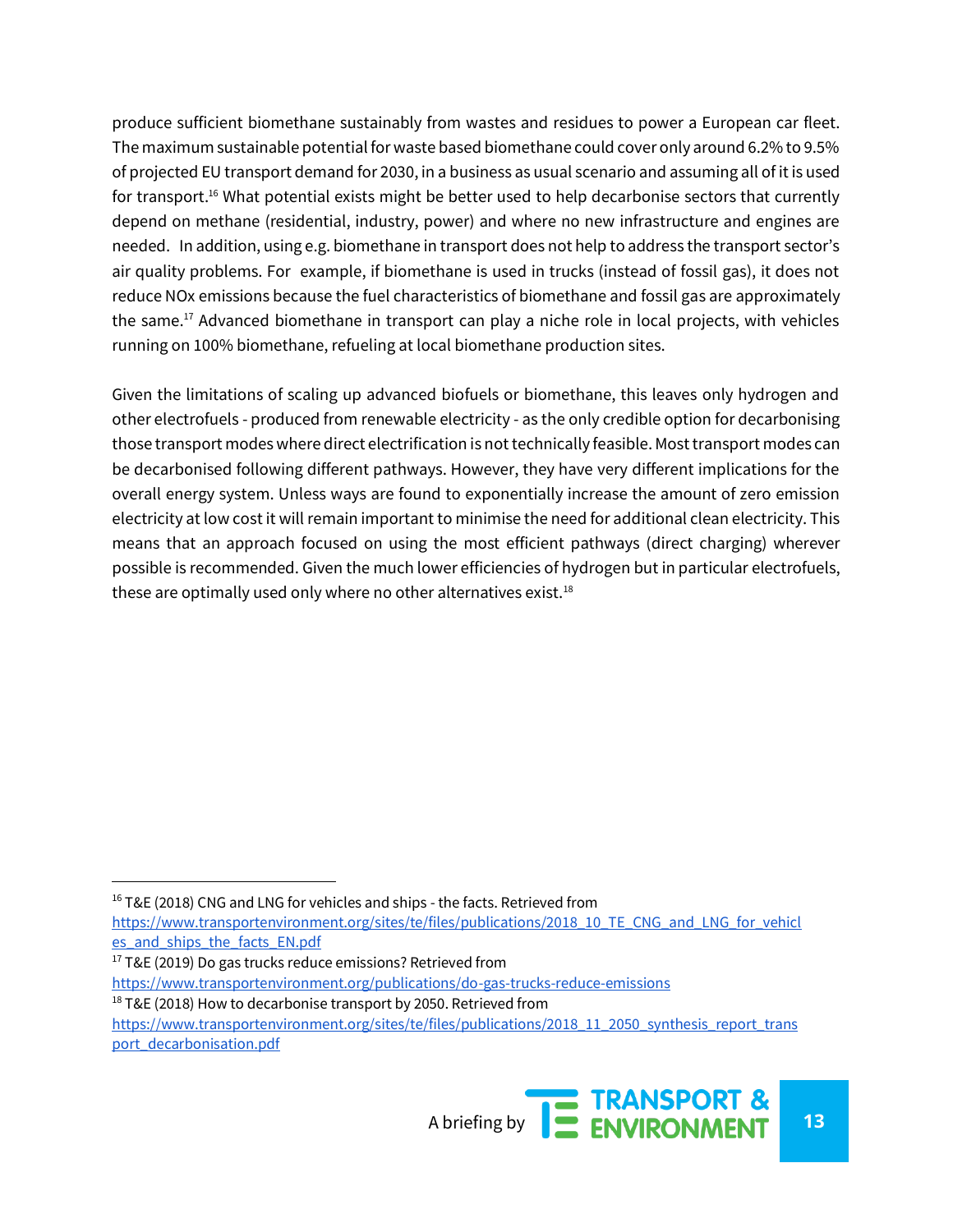produce sufficient biomethane sustainably from wastes and residues to power a European car fleet. The maximum sustainable potential for waste based biomethane could cover only around 6.2% to 9.5% of projected EU transport demand for 2030, in a business as usual scenario and assuming all of it is used for transport.[16] What potential exists might be better used to help decarbonise sectors that currently depend on methane (residential, industry, power) and where no new infrastructure and engines are needed. In addition, using e.g. biomethane in transport does not help to address the transport sector's air quality problems. For example, if biomethane is used in trucks (instead of fossil gas), it does not reduce NOx emissions because the fuel characteristics of biomethane and fossil gas are approximately the same.[17] Advanced biomethane in transport can play a niche role in local projects, with vehicles running on 100% biomethane, refueling at local biomethane production sites.

Given the limitations of scaling up advanced biofuels or biomethane, this leaves only hydrogen and other electrofuels - produced from renewable electricity - as the only credible option for decarbonising those transport modes where direct electrification is not technically feasible. Most transport modes can be decarbonised following different pathways. However, they have very different implications for the overall energy system. Unless ways are found to exponentially increase the amount of zero emission electricity at low cost it will remain important to minimise the need for additional clean electricity. This means that an approach focused on using the most efficient pathways (direct charging) wherever possible is recommended. Given the much lower efficiencies of hydrogen but in particular electrofuels, these are optimally used only where no other alternatives exist.[18]

---

[16] T&E (2018) CNG and LNG for vehicles and ships - the facts. Retrieved from https://www.transportenvironment.org/sites/te/files/publications/2018_10_TE_CNG_and_LNG_for_vehicles_and_ships_the_facts_EN.pdf

[17] T&E (2019) Do gas trucks reduce emissions? Retrieved from https://www.transportenvironment.org/publications/do-gas-trucks-reduce-emissions

[18] T&E (2018) How to decarbonise transport by 2050. Retrieved from https://www.transportenvironment.org/sites/te/files/publications/2018_11_2050_synthesis_report_transport_decarbonisation.pdf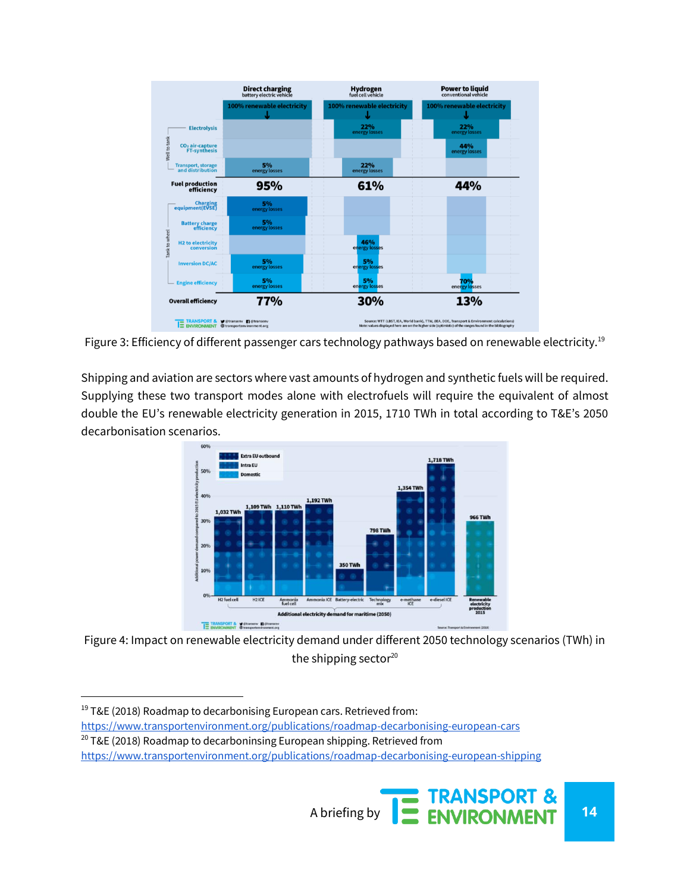Figure 3: Efficiency of different passenger cars technology pathways based on renewable electricity.[19]

Shipping and aviation are sectors where vast amounts of hydrogen and synthetic fuels will be required. Supplying these two transport modes alone with electrofuels will require the equivalent of almost double the EU's renewable electricity generation in 2015, 1710 TWh in total according to T&E's 2050 decarbonisation scenarios.

Figure 4: Impact on renewable electricity demand under different 2050 technology scenarios (TWh) in the shipping sector[20]

---

[19] T&E (2018) Roadmap to decarbonising European cars. Retrieved from: https://www.transportenvironment.org/publications/roadmap-decarbonising-european-cars

[20] T&E (2018) Roadmap to decarboninsing European shipping. Retrieved from https://www.transportenvironment.org/publications/roadmap-decarbonising-european-shipping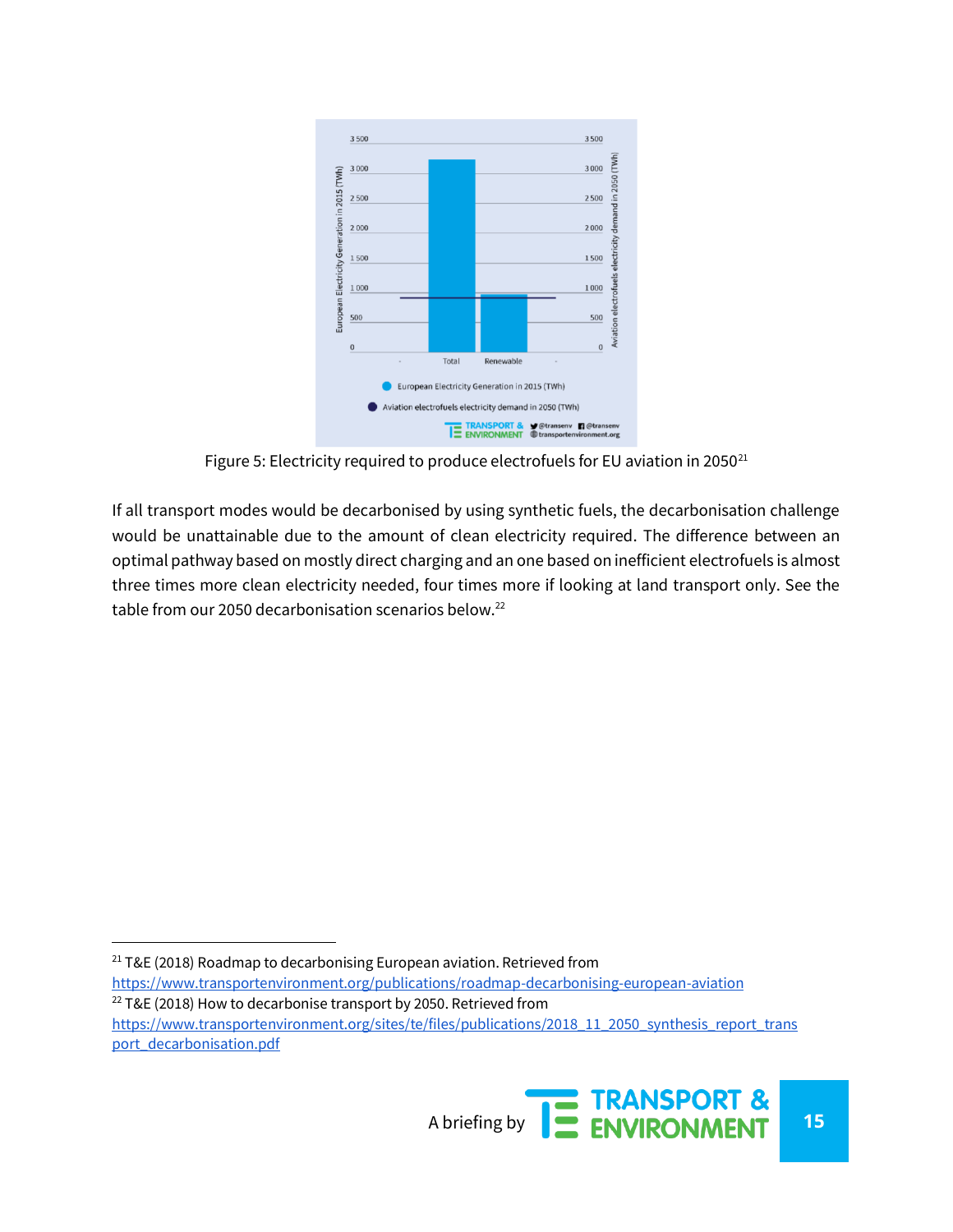Figure 5: Electricity required to produce electrofuels for EU aviation in 2050[21]

If all transport modes would be decarbonised by using synthetic fuels, the decarbonisation challenge would be unattainable due to the amount of clean electricity required. The difference between an optimal pathway based on mostly direct charging and an one based on inefficient electrofuels is almost three times more clean electricity needed, four times more if looking at land transport only. See the table from our 2050 decarbonisation scenarios below.[22]

[21] T&E (2018) Roadmap to decarbonising European aviation. Retrieved from https://www.transportenvironment.org/publications/roadmap-decarbonising-european-aviation

[22] T&E (2018) How to decarbonise transport by 2050. Retrieved from https://www.transportenvironment.org/sites/te/files/publications/2018_11_2050_synthesis_report_transport_decarbonisation.pdf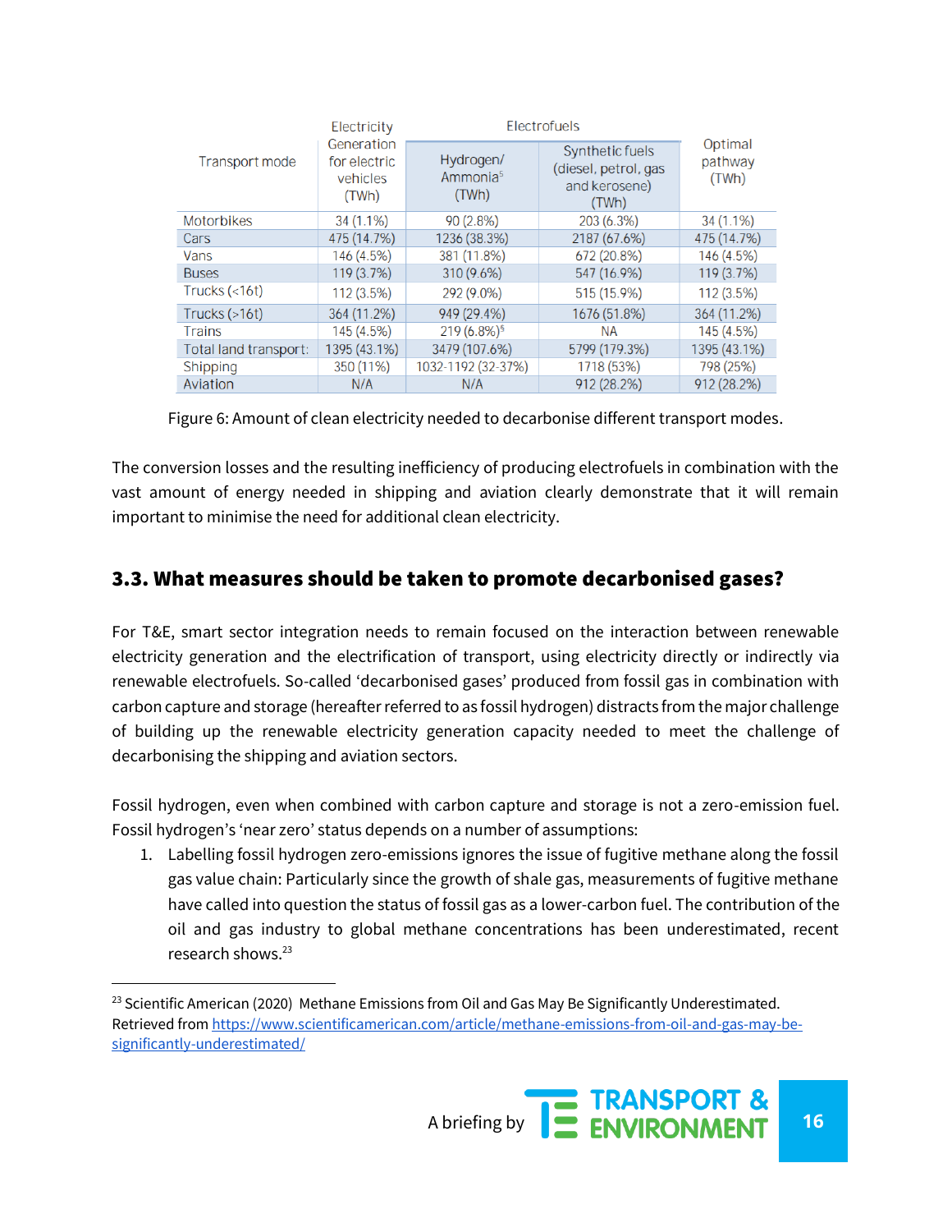| Transport mode | Electricity Generation for electric vehicles (TWh) | Electrofuels | | Optimal pathway (TWh) |
|---|---|---|---|---|
| | | Hydrogen/ Ammonia[5] (TWh) | Synthetic fuels (diesel, petrol, gas and kerosene) (TWh) | |
| Motorbikes | 34 (1.1%) | 90 (2.8%) | 203 (6.3%) | 34 (1.1%) |
| Cars | 475 (14.7%) | 1236 (38.3%) | 2187 (67.6%) | 475 (14.7%) |
| Vans | 146 (4.5%) | 381 (11.8%) | 672 (20.8%) | 146 (4.5%) |
| Buses | 119 (3.7%) | 310 (9.6%) | 547 (16.9%) | 119 (3.7%) |
| Trucks (<16t) | 112 (3.5%) | 292 (9.0%) | 515 (15.9%) | 112 (3.5%) |
| Trucks (>16t) | 364 (11.2%) | 949 (29.4%) | 1676 (51.8%) | 364 (11.2%) |
| Trains | 145 (4.5%) | 219 (6.8%)[5] | NA | 145 (4.5%) |
| Total land transport: | 1395 (43.1%) | 3479 (107.6%) | 5799 (179.3%) | 1395 (43.1%) |
| Shipping | 350 (11%) | 1032-1192 (32-37%) | 1718 (53%) | 798 (25%) |
| Aviation | N/A | N/A | 912 (28.2%) | 912 (28.2%) |

Figure 6: Amount of clean electricity needed to decarbonise different transport modes.

The conversion losses and the resulting inefficiency of producing electrofuels in combination with the vast amount of energy needed in shipping and aviation clearly demonstrate that it will remain important to minimise the need for additional clean electricity.

## 3.3. What measures should be taken to promote decarbonised gases?

For T&E, smart sector integration needs to remain focused on the interaction between renewable electricity generation and the electrification of transport, using electricity directly or indirectly via renewable electrofuels. So-called 'decarbonised gases' produced from fossil gas in combination with carbon capture and storage (hereafter referred to as fossil hydrogen) distracts from the major challenge of building up the renewable electricity generation capacity needed to meet the challenge of decarbonising the shipping and aviation sectors.

Fossil hydrogen, even when combined with carbon capture and storage is not a zero-emission fuel. Fossil hydrogen's 'near zero' status depends on a number of assumptions:

1. Labelling fossil hydrogen zero-emissions ignores the issue of fugitive methane along the fossil gas value chain: Particularly since the growth of shale gas, measurements of fugitive methane have called into question the status of fossil gas as a lower-carbon fuel. The contribution of the oil and gas industry to global methane concentrations has been underestimated, recent research shows.[23]

[23] Scientific American (2020) Methane Emissions from Oil and Gas May Be Significantly Underestimated. Retrieved from https://www.scientificamerican.com/article/methane-emissions-from-oil-and-gas-may-be-significantly-underestimated/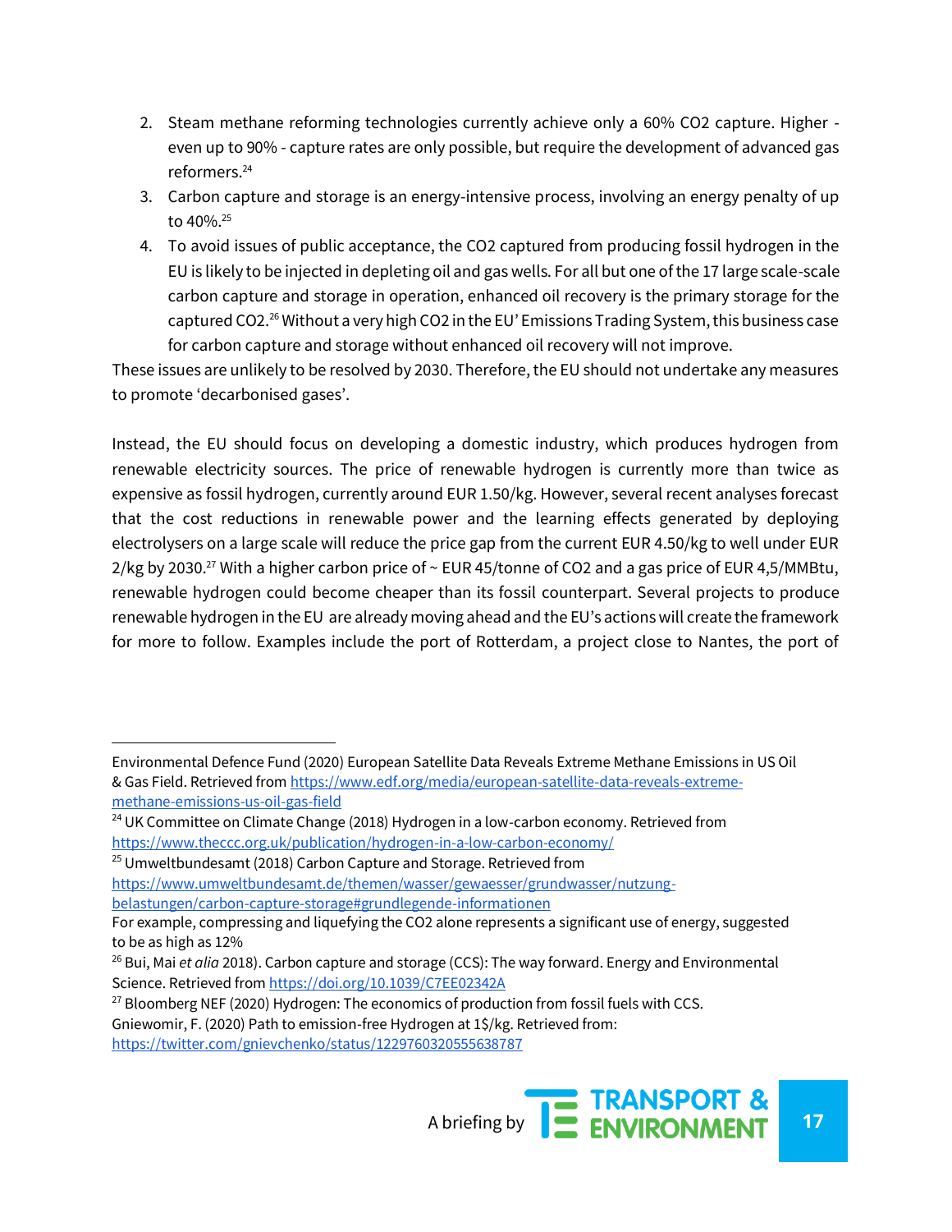2. Steam methane reforming technologies currently achieve only a 60% $CO_2$ capture. Higher - even up to 90% - capture rates are only possible, but require the development of advanced gas reformers.[24]
3. Carbon capture and storage is an energy-intensive process, involving an energy penalty of up to 40%.[25]
4. To avoid issues of public acceptance, the $CO_2$ captured from producing fossil hydrogen in the EU is likely to be injected in depleting oil and gas wells. For all but one of the 17 large scale-scale carbon capture and storage in operation, enhanced oil recovery is the primary storage for the captured $CO_2$.[26] Without a very high $CO_2$ in the EU' Emissions Trading System, this business case for carbon capture and storage without enhanced oil recovery will not improve.

These issues are unlikely to be resolved by 2030. Therefore, the EU should not undertake any measures to promote 'decarbonised gases'.

Instead, the EU should focus on developing a domestic industry, which produces hydrogen from renewable electricity sources. The price of renewable hydrogen is currently more than twice as expensive as fossil hydrogen, currently around EUR 1.50/kg. However, several recent analyses forecast that the cost reductions in renewable power and the learning effects generated by deploying electrolysers on a large scale will reduce the price gap from the current EUR 4.50/kg to well under EUR 2/kg by 2030.[27] With a higher carbon price of ~ EUR 45/tonne of $CO_2$ and a gas price of EUR 4,5/MMBtu, renewable hydrogen could become cheaper than its fossil counterpart. Several projects to produce renewable hydrogen in the EU are already moving ahead and the EU's actions will create the framework for more to follow. Examples include the port of Rotterdam, a project close to Nantes, the port of

---

Environmental Defence Fund (2020) European Satellite Data Reveals Extreme Methane Emissions in US Oil & Gas Field. Retrieved from https://www.edf.org/media/european-satellite-data-reveals-extreme-methane-emissions-us-oil-gas-field

[24] UK Committee on Climate Change (2018) Hydrogen in a low-carbon economy. Retrieved from https://www.theccc.org.uk/publication/hydrogen-in-a-low-carbon-economy/

[25] Umweltbundesamt (2018) Carbon Capture and Storage. Retrieved from https://www.umweltbundesamt.de/themen/wasser/gewaesser/grundwasser/nutzung-belastungen/carbon-capture-storage#grundlegende-informationen
For example, compressing and liquefying the $CO_2$ alone represents a significant use of energy, suggested to be as high as 12%

[26] Bui, Mai *et alia* 2018). Carbon capture and storage (CCS): The way forward. Energy and Environmental Science. Retrieved from https://doi.org/10.1039/C7EE02342A

[27] Bloomberg NEF (2020) Hydrogen: The economics of production from fossil fuels with CCS.
Gniewomir, F. (2020) Path to emission-free Hydrogen at 1$/kg. Retrieved from: https://twitter.com/gnievchenko/status/1229760320555638787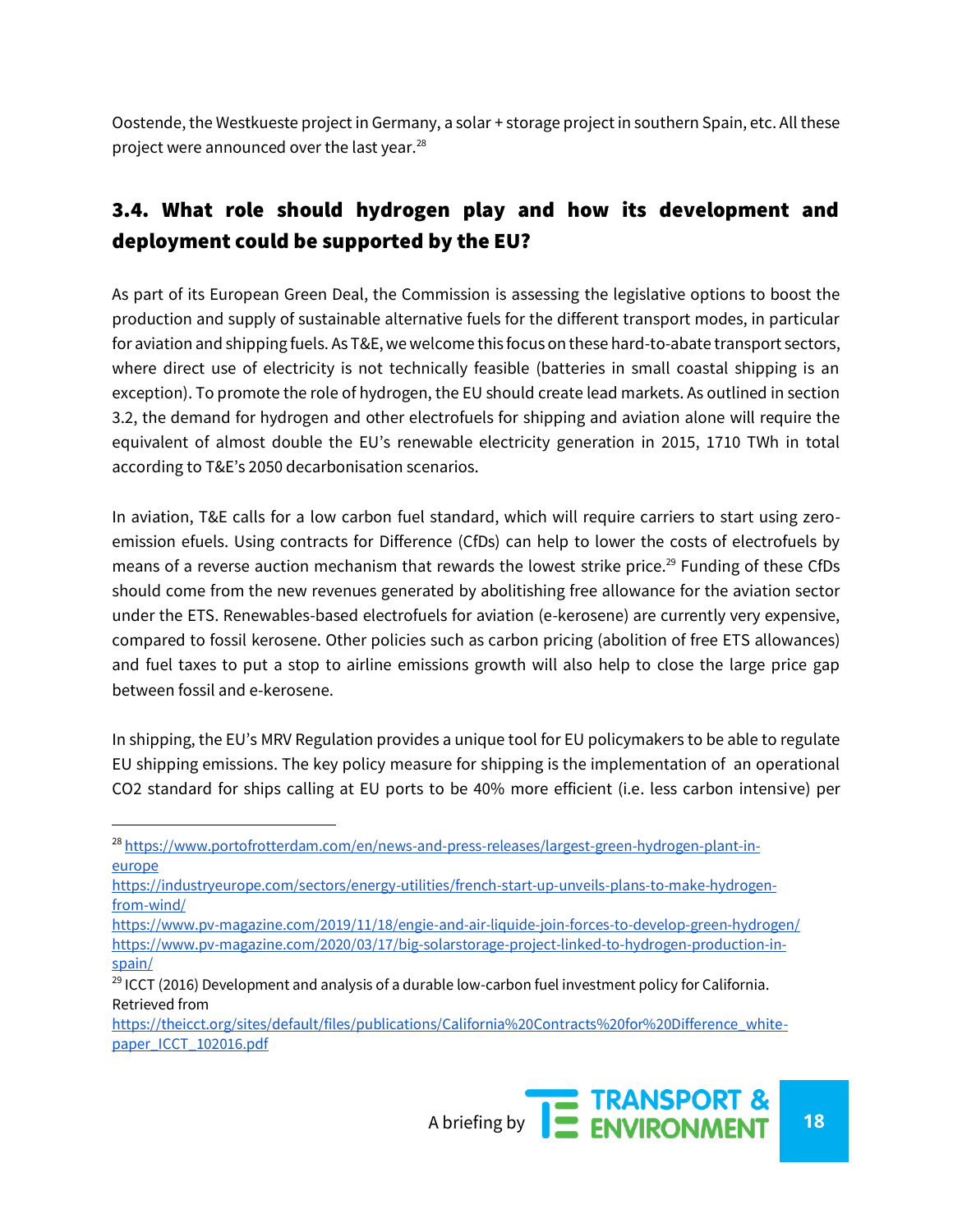Oostende, the Westkueste project in Germany, a solar + storage project in southern Spain, etc. All these project were announced over the last year.[28]

## 3.4. What role should hydrogen play and how its development and deployment could be supported by the EU?

As part of its European Green Deal, the Commission is assessing the legislative options to boost the production and supply of sustainable alternative fuels for the different transport modes, in particular for aviation and shipping fuels. As T&E, we welcome this focus on these hard-to-abate transport sectors, where direct use of electricity is not technically feasible (batteries in small coastal shipping is an exception). To promote the role of hydrogen, the EU should create lead markets. As outlined in section 3.2, the demand for hydrogen and other electrofuels for shipping and aviation alone will require the equivalent of almost double the EU's renewable electricity generation in 2015, 1710 TWh in total according to T&E's 2050 decarbonisation scenarios.

In aviation, T&E calls for a low carbon fuel standard, which will require carriers to start using zero-emission efuels. Using contracts for Difference (CfDs) can help to lower the costs of electrofuels by means of a reverse auction mechanism that rewards the lowest strike price.[29] Funding of these CfDs should come from the new revenues generated by abolitishing free allowance for the aviation sector under the ETS. Renewables-based electrofuels for aviation (e-kerosene) are currently very expensive, compared to fossil kerosene. Other policies such as carbon pricing (abolition of free ETS allowances) and fuel taxes to put a stop to airline emissions growth will also help to close the large price gap between fossil and e-kerosene.

In shipping, the EU's MRV Regulation provides a unique tool for EU policymakers to be able to regulate EU shipping emissions. The key policy measure for shipping is the implementation of an operational $CO_2$ standard for ships calling at EU ports to be 40% more efficient (i.e. less carbon intensive) per

---

[28] https://www.portofrotterdam.com/en/news-and-press-releases/largest-green-hydrogen-plant-in-europe
https://industryeurope.com/sectors/energy-utilities/french-start-up-unveils-plans-to-make-hydrogen-from-wind/
https://www.pv-magazine.com/2019/11/18/engie-and-air-liquide-join-forces-to-develop-green-hydrogen/
https://www.pv-magazine.com/2020/03/17/big-solarstorage-project-linked-to-hydrogen-production-in-spain/

[29] ICCT (2016) Development and analysis of a durable low-carbon fuel investment policy for California. Retrieved from
https://theicct.org/sites/default/files/publications/California%20Contracts%20for%20Difference_white-paper_ICCT_102016.pdf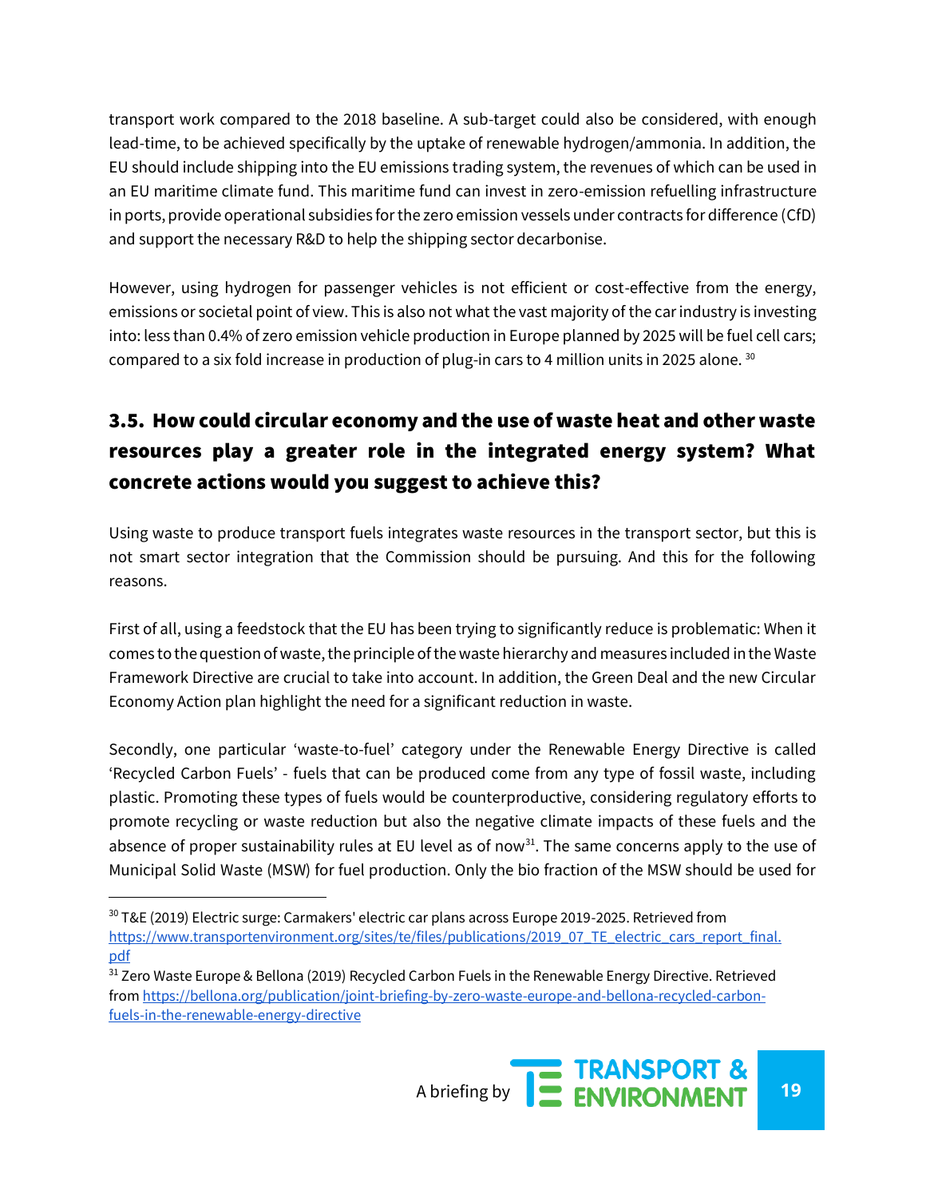transport work compared to the 2018 baseline. A sub-target could also be considered, with enough lead-time, to be achieved specifically by the uptake of renewable hydrogen/ammonia. In addition, the EU should include shipping into the EU emissions trading system, the revenues of which can be used in an EU maritime climate fund. This maritime fund can invest in zero-emission refuelling infrastructure in ports, provide operational subsidies for the zero emission vessels under contracts for difference (CfD) and support the necessary R&D to help the shipping sector decarbonise.

However, using hydrogen for passenger vehicles is not efficient or cost-effective from the energy, emissions or societal point of view. This is also not what the vast majority of the car industry is investing into: less than 0.4% of zero emission vehicle production in Europe planned by 2025 will be fuel cell cars; compared to a six fold increase in production of plug-in cars to 4 million units in 2025 alone. [30]

## 3.5. How could circular economy and the use of waste heat and other waste resources play a greater role in the integrated energy system? What concrete actions would you suggest to achieve this?

Using waste to produce transport fuels integrates waste resources in the transport sector, but this is not smart sector integration that the Commission should be pursuing. And this for the following reasons.

First of all, using a feedstock that the EU has been trying to significantly reduce is problematic: When it comes to the question of waste, the principle of the waste hierarchy and measures included in the Waste Framework Directive are crucial to take into account. In addition, the Green Deal and the new Circular Economy Action plan highlight the need for a significant reduction in waste.

Secondly, one particular 'waste-to-fuel' category under the Renewable Energy Directive is called 'Recycled Carbon Fuels' - fuels that can be produced come from any type of fossil waste, including plastic. Promoting these types of fuels would be counterproductive, considering regulatory efforts to promote recycling or waste reduction but also the negative climate impacts of these fuels and the absence of proper sustainability rules at EU level as of now[31]. The same concerns apply to the use of Municipal Solid Waste (MSW) for fuel production. Only the bio fraction of the MSW should be used for

---

[30] T&E (2019) Electric surge: Carmakers' electric car plans across Europe 2019-2025. Retrieved from https://www.transportenvironment.org/sites/te/files/publications/2019_07_TE_electric_cars_report_final.pdf

[31] Zero Waste Europe & Bellona (2019) Recycled Carbon Fuels in the Renewable Energy Directive. Retrieved from https://bellona.org/publication/joint-briefing-by-zero-waste-europe-and-bellona-recycled-carbon-fuels-in-the-renewable-energy-directive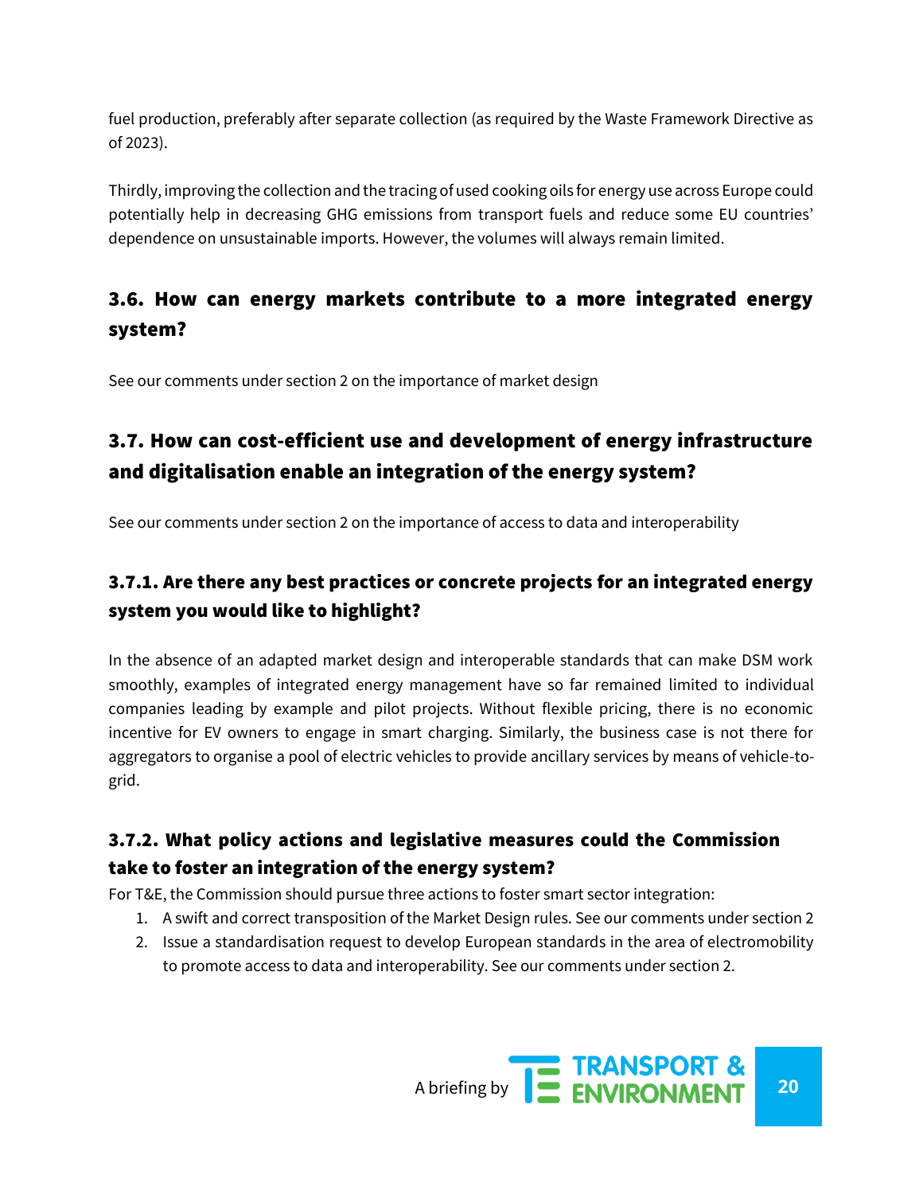fuel production, preferably after separate collection (as required by the Waste Framework Directive as of 2023).

Thirdly, improving the collection and the tracing of used cooking oils for energy use across Europe could potentially help in decreasing GHG emissions from transport fuels and reduce some EU countries' dependence on unsustainable imports. However, the volumes will always remain limited.

## 3.6. How can energy markets contribute to a more integrated energy system?

See our comments under section 2 on the importance of market design

## 3.7. How can cost-efficient use and development of energy infrastructure and digitalisation enable an integration of the energy system?

See our comments under section 2 on the importance of access to data and interoperability

### 3.7.1. Are there any best practices or concrete projects for an integrated energy system you would like to highlight?

In the absence of an adapted market design and interoperable standards that can make DSM work smoothly, examples of integrated energy management have so far remained limited to individual companies leading by example and pilot projects. Without flexible pricing, there is no economic incentive for EV owners to engage in smart charging. Similarly, the business case is not there for aggregators to organise a pool of electric vehicles to provide ancillary services by means of vehicle-to-grid.

### 3.7.2. What policy actions and legislative measures could the Commission take to foster an integration of the energy system?

For T&E, the Commission should pursue three actions to foster smart sector integration:

1. A swift and correct transposition of the Market Design rules. See our comments under section 2
2. Issue a standardisation request to develop European standards in the area of electromobility to promote access to data and interoperability. See our comments under section 2.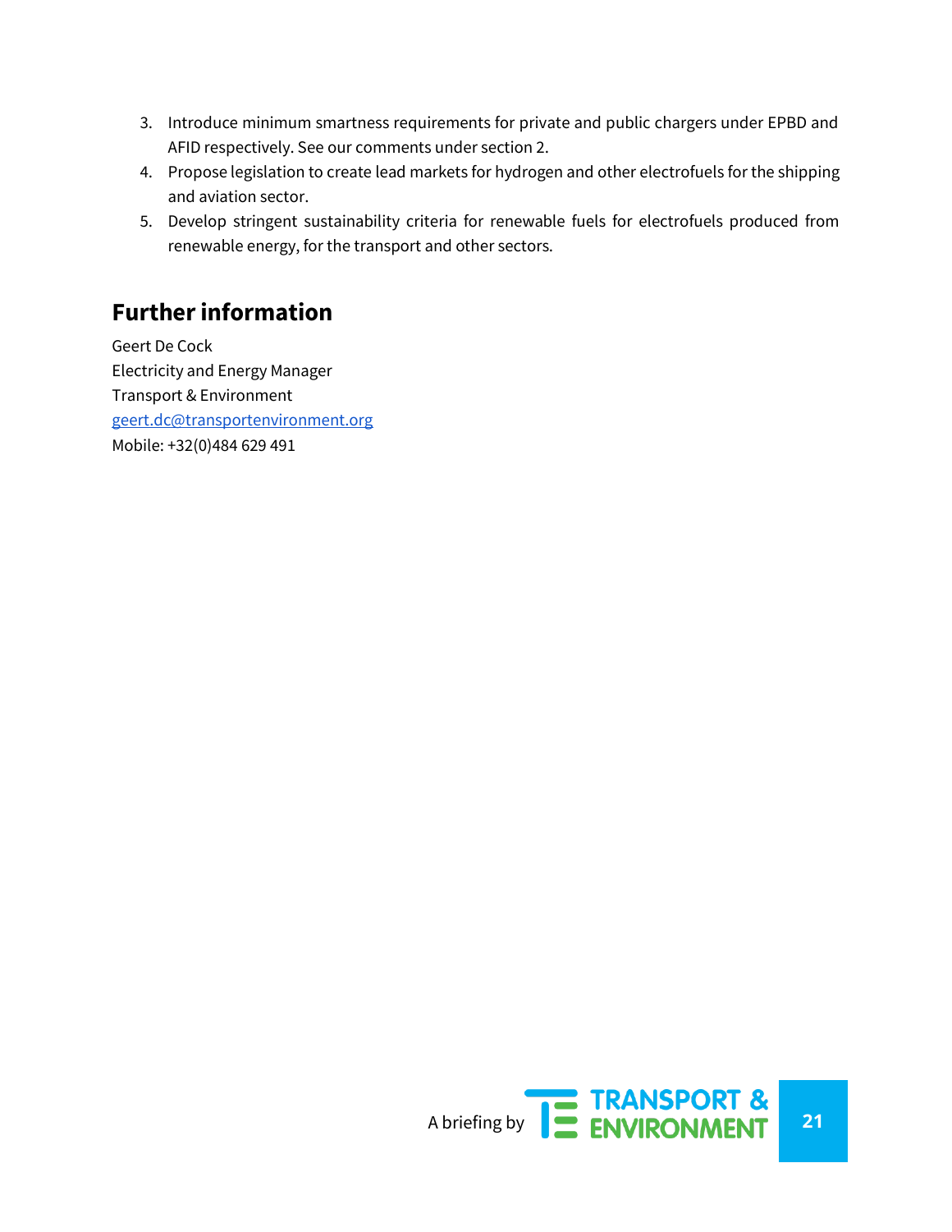3. Introduce minimum smartness requirements for private and public chargers under EPBD and AFID respectively. See our comments under section 2.
4. Propose legislation to create lead markets for hydrogen and other electrofuels for the shipping and aviation sector.
5. Develop stringent sustainability criteria for renewable fuels for electrofuels produced from renewable energy, for the transport and other sectors.

## Further information

Geert De Cock
Electricity and Energy Manager
Transport & Environment
geert.dc@transportenvironment.org
Mobile: +32(0)484 629 491